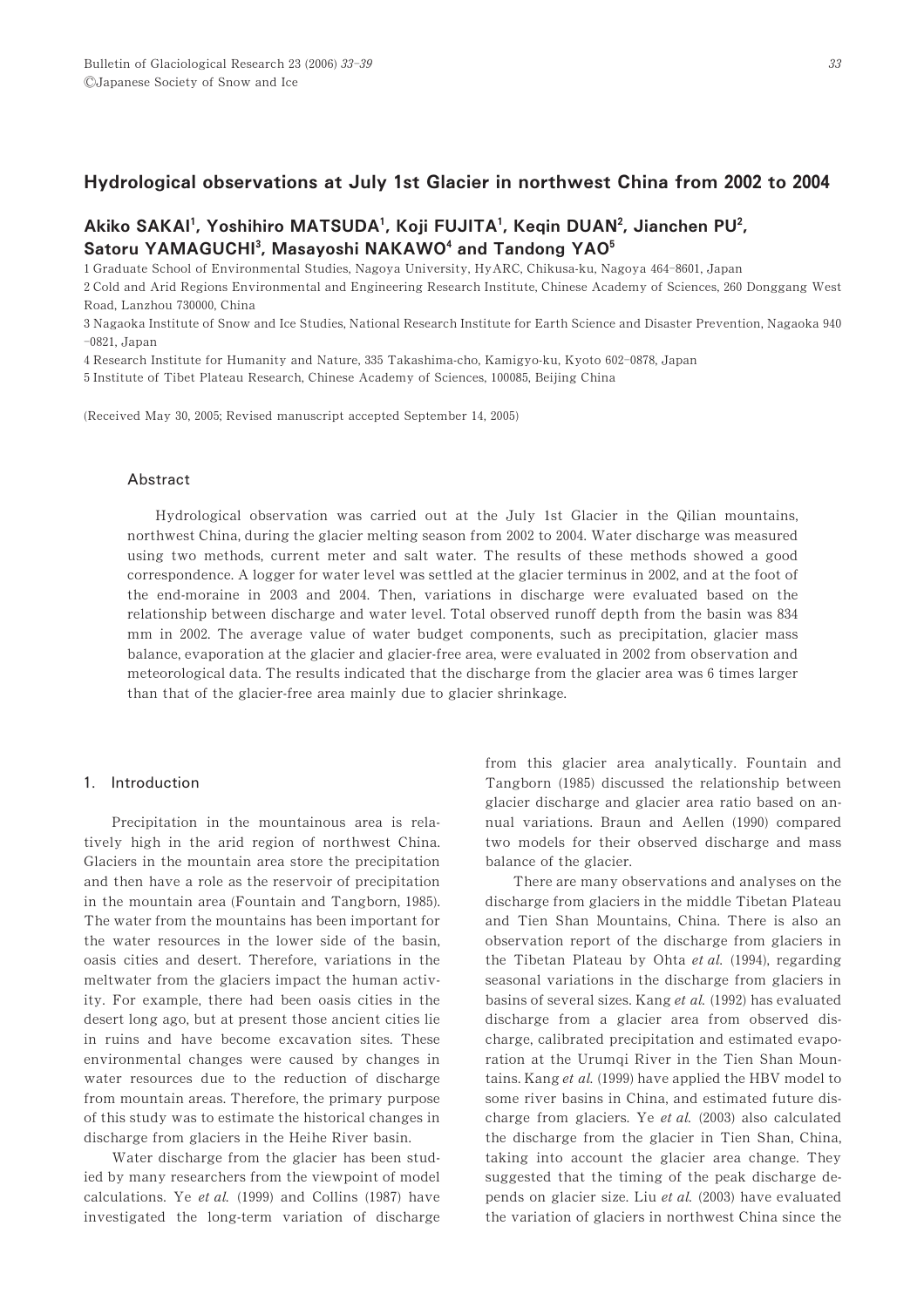# Hydrological observations at July 1st Glacier in northwest China from 2002 to 2004

**Akiko SAKAI[1], Yoshihiro MATSUDA[1], Koji FUJITA[1], Keqin DUAN[2], Jianchen PU[2], Satoru YAMAGUCHI[3], Masayoshi NAKAWO[4] and Tandong YAO[5]**

1 Graduate School of Environmental Studies, Nagoya University, HyARC, Chikusa-ku, Nagoya 464-8601, Japan

2 Cold and Arid Regions Environmental and Engineering Research Institute, Chinese Academy of Sciences, 260 Donggang West Road, Lanzhou 730000, China

3 Nagaoka Institute of Snow and Ice Studies, National Research Institute for Earth Science and Disaster Prevention, Nagaoka 940-0821, Japan

4 Research Institute for Humanity and Nature, 335 Takashima-cho, Kamigyo-ku, Kyoto 602-0878, Japan

5 Institute of Tibet Plateau Research, Chinese Academy of Sciences, 100085, Beijing China

(Received May 30, 2005; Revised manuscript accepted September 14, 2005)

## Abstract

Hydrological observation was carried out at the July 1st Glacier in the Qilian mountains, northwest China, during the glacier melting season from 2002 to 2004. Water discharge was measured using two methods, current meter and salt water. The results of these methods showed a good correspondence. A logger for water level was settled at the glacier terminus in 2002, and at the foot of the end-moraine in 2003 and 2004. Then, variations in discharge were evaluated based on the relationship between discharge and water level. Total observed runoff depth from the basin was 834 mm in 2002. The average value of water budget components, such as precipitation, glacier mass balance, evaporation at the glacier and glacier-free area, were evaluated in 2002 from observation and meteorological data. The results indicated that the discharge from the glacier area was 6 times larger than that of the glacier-free area mainly due to glacier shrinkage.

## 1. Introduction

Precipitation in the mountainous area is relatively high in the arid region of northwest China. Glaciers in the mountain area store the precipitation and then have a role as the reservoir of precipitation in the mountain area (Fountain and Tangborn, 1985). The water from the mountains has been important for the water resources in the lower side of the basin, oasis cities and desert. Therefore, variations in the meltwater from the glaciers impact the human activity. For example, there had been oasis cities in the desert long ago, but at present those ancient cities lie in ruins and have become excavation sites. These environmental changes were caused by changes in water resources due to the reduction of discharge from mountain areas. Therefore, the primary purpose of this study was to estimate the historical changes in discharge from glaciers in the Heihe River basin.

Water discharge from the glacier has been studied by many researchers from the viewpoint of model calculations. Ye *et al.* (1999) and Collins (1987) have investigated the long-term variation of discharge from this glacier area analytically. Fountain and Tangborn (1985) discussed the relationship between glacier discharge and glacier area ratio based on annual variations. Braun and Aellen (1990) compared two models for their observed discharge and mass balance of the glacier.

There are many observations and analyses on the discharge from glaciers in the middle Tibetan Plateau and Tien Shan Mountains, China. There is also an observation report of the discharge from glaciers in the Tibetan Plateau by Ohta *et al.* (1994), regarding seasonal variations in the discharge from glaciers in basins of several sizes. Kang *et al.* (1992) has evaluated discharge from a glacier area from observed discharge, calibrated precipitation and estimated evaporation at the Urumqi River in the Tien Shan Mountains. Kang *et al.* (1999) have applied the HBV model to some river basins in China, and estimated future discharge from glaciers. Ye *et al.* (2003) also calculated the discharge from the glacier in Tien Shan, China, taking into account the glacier area change. They suggested that the timing of the peak discharge depends on glacier size. Liu *et al.* (2003) have evaluated the variation of glaciers in northwest China since the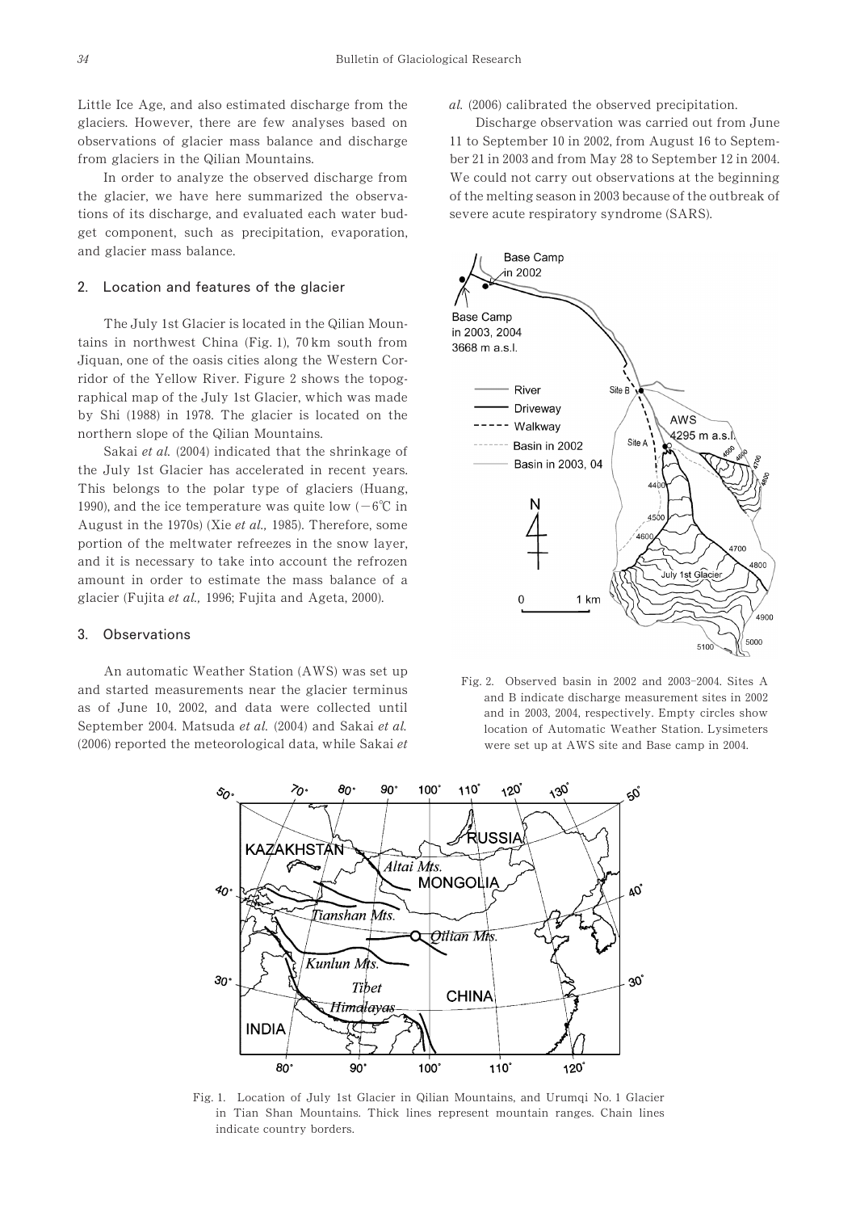Little Ice Age, and also estimated discharge from the glaciers. However, there are few analyses based on observations of glacier mass balance and discharge from glaciers in the Qilian Mountains.

In order to analyze the observed discharge from the glacier, we have here summarized the observations of its discharge, and evaluated each water budget component, such as precipitation, evaporation, and glacier mass balance.

## 2. Location and features of the glacier

The July 1st Glacier is located in the Qilian Mountains in northwest China (Fig. 1), 70 km south from Jiquan, one of the oasis cities along the Western Corridor of the Yellow River. Figure 2 shows the topographical map of the July 1st Glacier, which was made by Shi (1988) in 1978. The glacier is located on the northern slope of the Qilian Mountains.

Sakai *et al.* (2004) indicated that the shrinkage of the July 1st Glacier has accelerated in recent years. This belongs to the polar type of glaciers (Huang, 1990), and the ice temperature was quite low (−6℃ in August in the 1970s) (Xie *et al.,* 1985). Therefore, some portion of the meltwater refreezes in the snow layer, and it is necessary to take into account the refrozen amount in order to estimate the mass balance of a glacier (Fujita *et al.,* 1996; Fujita and Ageta, 2000).

## 3. Observations

An automatic Weather Station (AWS) was set up and started measurements near the glacier terminus as of June 10, 2002, and data were collected until September 2004. Matsuda *et al.* (2004) and Sakai *et al.* (2006) reported the meteorological data, while Sakai *et al.* (2006) calibrated the observed precipitation.

Discharge observation was carried out from June 11 to September 10 in 2002, from August 16 to September 21 in 2003 and from May 28 to September 12 in 2004. We could not carry out observations at the beginning of the melting season in 2003 because of the outbreak of severe acute respiratory syndrome (SARS).

Fig. 2. Observed basin in 2002 and 2003–2004. Sites A and B indicate discharge measurement sites in 2002 and in 2003, 2004, respectively. Empty circles show location of Automatic Weather Station. Lysimeters were set up at AWS site and Base camp in 2004.

Fig. 1. Location of July 1st Glacier in Qilian Mountains, and Urumqi No. 1 Glacier in Tian Shan Mountains. Thick lines represent mountain ranges. Chain lines indicate country borders.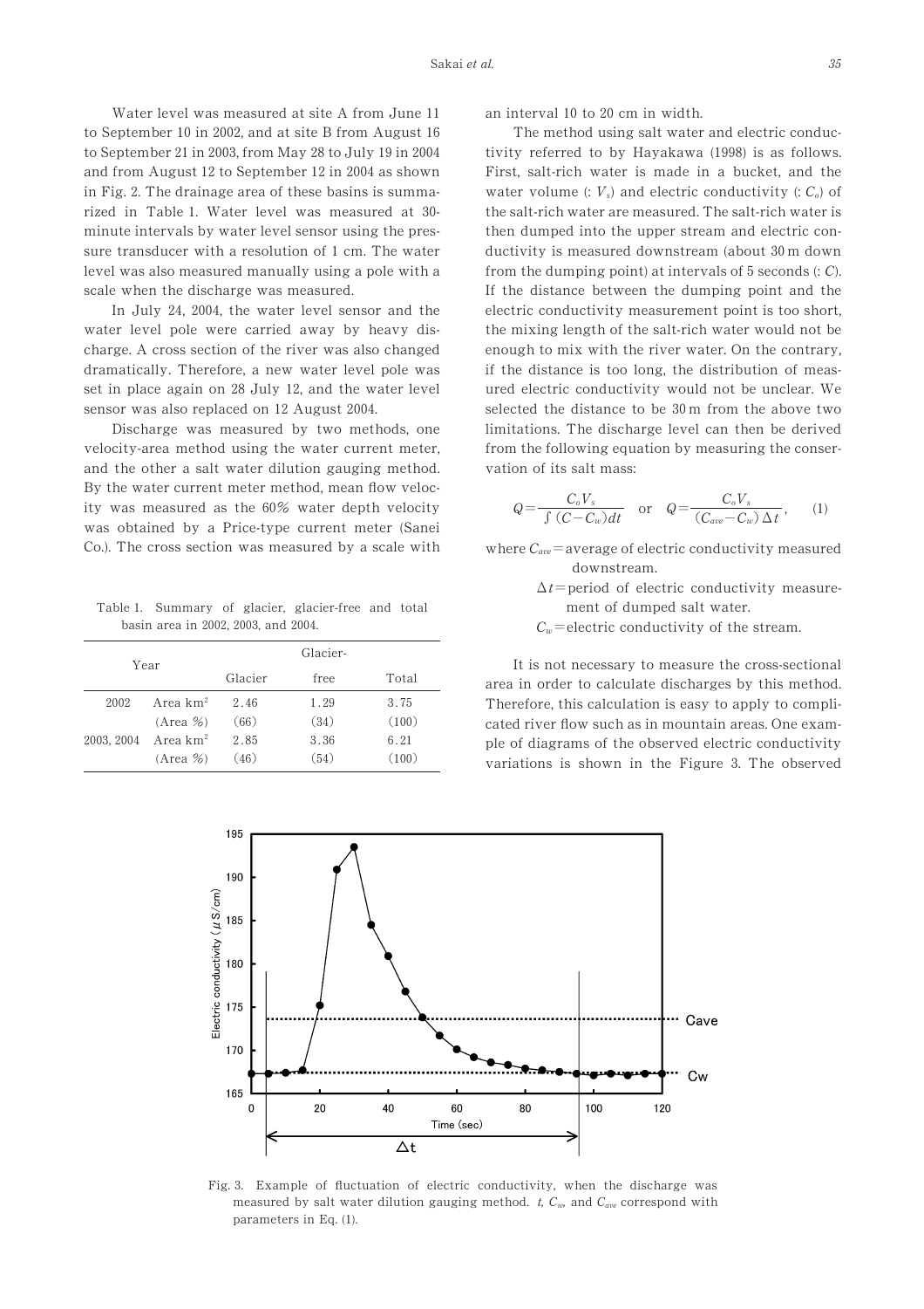Water level was measured at site A from June 11 to September 10 in 2002, and at site B from August 16 to September 21 in 2003, from May 28 to July 19 in 2004 and from August 12 to September 12 in 2004 as shown in Fig. 2. The drainage area of these basins is summarized in Table 1. Water level was measured at 30-minute intervals by water level sensor using the pressure transducer with a resolution of 1 cm. The water level was also measured manually using a pole with a scale when the discharge was measured.

In July 24, 2004, the water level sensor and the water level pole were carried away by heavy discharge. A cross section of the river was also changed dramatically. Therefore, a new water level pole was set in place again on 28 July 12, and the water level sensor was also replaced on 12 August 2004.

Discharge was measured by two methods, one velocity-area method using the water current meter, and the other a salt water dilution gauging method. By the water current meter method, mean flow velocity was measured as the 60% water depth velocity was obtained by a Price-type current meter (Sanei Co.). The cross section was measured by a scale with an interval 10 to 20 cm in width.

Table 1. Summary of glacier, glacier-free and total basin area in 2002, 2003, and 2004.

| Year | | Glacier | Glacier-free | Total |
|---|---|---|---|---|
| 2002 | Area km$^2$ | 2.46 | 1.29 | 3.75 |
| | (Area %) | (66) | (34) | (100) |
| 2003, 2004 | Area km$^2$ | 2.85 | 3.36 | 6.21 |
| | (Area %) | (46) | (54) | (100) |

The method using salt water and electric conductivity referred to by Hayakawa (1998) is as follows. First, salt-rich water is made in a bucket, and the water volume (: $V_s$) and electric conductivity (: $C_o$) of the salt-rich water are measured. The salt-rich water is then dumped into the upper stream and electric conductivity is measured downstream (about 30 m down from the dumping point) at intervals of 5 seconds (: $C$). If the distance between the dumping point and the electric conductivity measurement point is too short, the mixing length of the salt-rich water would not be enough to mix with the river water. On the contrary, if the distance is too long, the distribution of measured electric conductivity would not be unclear. We selected the distance to be 30 m from the above two limitations. The discharge level can then be derived from the following equation by measuring the conservation of its salt mass:

$$Q = \frac{C_o V_s}{\int (C - C_w) dt} \quad \text{or} \quad Q = \frac{C_o V_s}{(C_{ave} - C_w)\Delta t}, \qquad (1)$$

where $C_{ave}$ = average of electric conductivity measured downstream.

$\Delta t$ = period of electric conductivity measurement of dumped salt water.

$C_w$ = electric conductivity of the stream.

It is not necessary to measure the cross-sectional area in order to calculate discharges by this method. Therefore, this calculation is easy to apply to complicated river flow such as in mountain areas. One example of diagrams of the observed electric conductivity variations is shown in the Figure 3. The observed

Fig. 3. Example of fluctuation of electric conductivity, when the discharge was measured by salt water dilution gauging method. $t$, $C_w$, and $C_{ave}$ correspond with parameters in Eq. (1).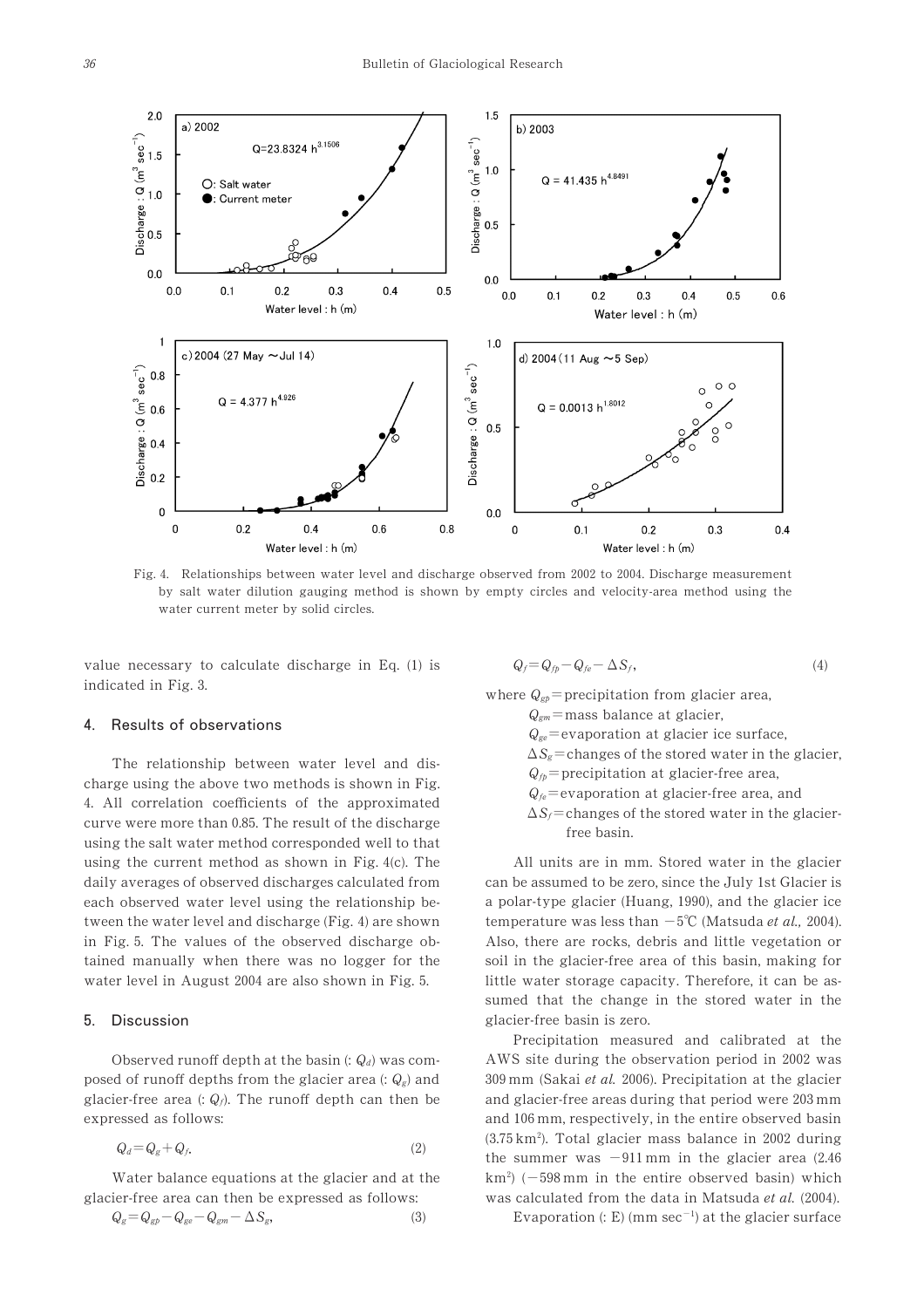Fig. 4. Relationships between water level and discharge observed from 2002 to 2004. Discharge measurement by salt water dilution gauging method is shown by empty circles and velocity-area method using the water current meter by solid circles.

value necessary to calculate discharge in Eq. (1) is indicated in Fig. 3.

## 4. Results of observations

The relationship between water level and discharge using the above two methods is shown in Fig. 4. All correlation coefficients of the approximated curve were more than 0.85. The result of the discharge using the salt water method corresponded well to that using the current method as shown in Fig. 4(c). The daily averages of observed discharges calculated from each observed water level using the relationship between the water level and discharge (Fig. 4) are shown in Fig. 5. The values of the observed discharge obtained manually when there was no logger for the water level in August 2004 are also shown in Fig. 5.

## 5. Discussion

Observed runoff depth at the basin (: $Q_d$) was composed of runoff depths from the glacier area (: $Q_g$) and glacier-free area (: $Q_f$). The runoff depth can then be expressed as follows:

$$Q_d = Q_g + Q_f. \tag{2}$$

Water balance equations at the glacier and at the glacier-free area can then be expressed as follows:

$$Q_g = Q_{gp} - Q_{ge} - Q_{gm} - \Delta S_g, \tag{3}$$

$$Q_f = Q_{fp} - Q_{fe} - \Delta S_f, \tag{4}$$

where $Q_{gp}$ = precipitation from glacier area,
$Q_{gm}$ = mass balance at glacier,
$Q_{ge}$ = evaporation at glacier ice surface,
$\Delta S_g$ = changes of the stored water in the glacier,
$Q_{fp}$ = precipitation at glacier-free area,
$Q_{fe}$ = evaporation at glacier-free area, and
$\Delta S_f$ = changes of the stored water in the glacier-free basin.

All units are in mm. Stored water in the glacier can be assumed to be zero, since the July 1st Glacier is a polar-type glacier (Huang, 1990), and the glacier ice temperature was less than −5℃ (Matsuda *et al.,* 2004). Also, there are rocks, debris and little vegetation or soil in the glacier-free area of this basin, making for little water storage capacity. Therefore, it can be assumed that the change in the stored water in the glacier-free basin is zero.

Precipitation measured and calibrated at the AWS site during the observation period in 2002 was 309 mm (Sakai *et al.* 2006). Precipitation at the glacier and glacier-free areas during that period were 203 mm and 106 mm, respectively, in the entire observed basin (3.75 km$^2$). Total glacier mass balance in 2002 during the summer was −911 mm in the glacier area (2.46 km$^2$) (−598 mm in the entire observed basin) which was calculated from the data in Matsuda *et al.* (2004).

Evaporation (: E) (mm sec$^{-1}$) at the glacier surface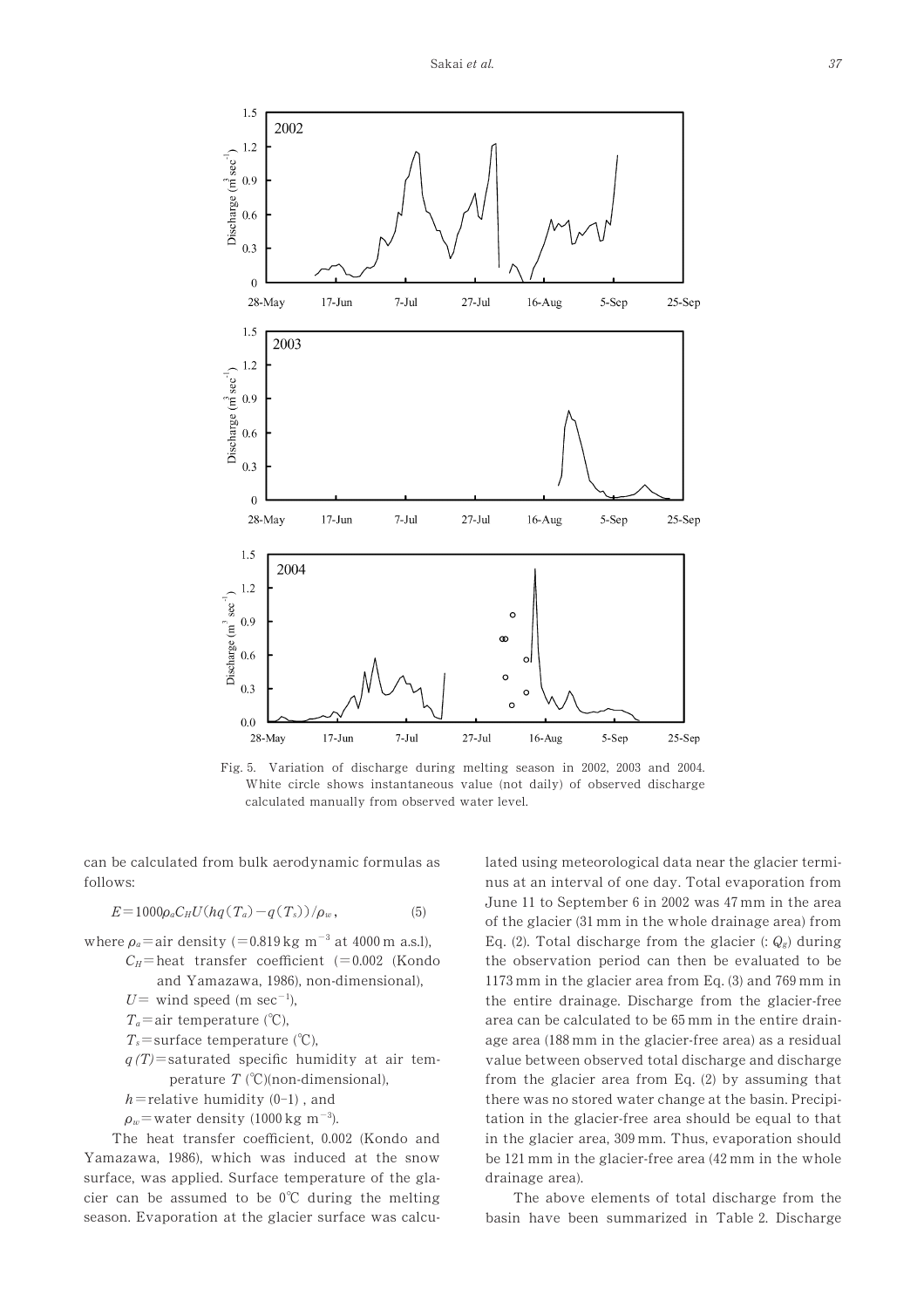Fig. 5. Variation of discharge during melting season in 2002, 2003 and 2004. White circle shows instantaneous value (not daily) of observed discharge calculated manually from observed water level.

can be calculated from bulk aerodynamic formulas as follows:

$$E = 1000\rho_a C_H U (hq(T_a) - q(T_s))/\rho_w, \tag{5}$$

where $\rho_a$ = air density (= 0.819 kg m$^{-3}$ at 4000 m a.s.l),
$C_H$ = heat transfer coefficient (= 0.002 (Kondo and Yamazawa, 1986), non-dimensional),
$U$ = wind speed (m sec$^{-1}$),
$T_a$ = air temperature (℃),
$T_s$ = surface temperature (℃),
$q(T)$ = saturated specific humidity at air temperature $T$ (℃)(non-dimensional),
$h$ = relative humidity (0–1), and
$\rho_w$ = water density (1000 kg m$^{-3}$).

The heat transfer coefficient, 0.002 (Kondo and Yamazawa, 1986), which was induced at the snow surface, was applied. Surface temperature of the glacier can be assumed to be 0℃ during the melting season. Evaporation at the glacier surface was calculated using meteorological data near the glacier terminus at an interval of one day. Total evaporation from June 11 to September 6 in 2002 was 47 mm in the area of the glacier (31 mm in the whole drainage area) from Eq. (2). Total discharge from the glacier (: $Q_g$) during the observation period can then be evaluated to be 1173 mm in the glacier area from Eq. (3) and 769 mm in the entire drainage. Discharge from the glacier-free area can be calculated to be 65 mm in the entire drainage area (188 mm in the glacier-free area) as a residual value between observed total discharge and discharge from the glacier area from Eq. (2) by assuming that there was no stored water change at the basin. Precipitation in the glacier-free area should be equal to that in the glacier area, 309 mm. Thus, evaporation should be 121 mm in the glacier-free area (42 mm in the whole drainage area).

The above elements of total discharge from the basin have been summarized in Table 2. Discharge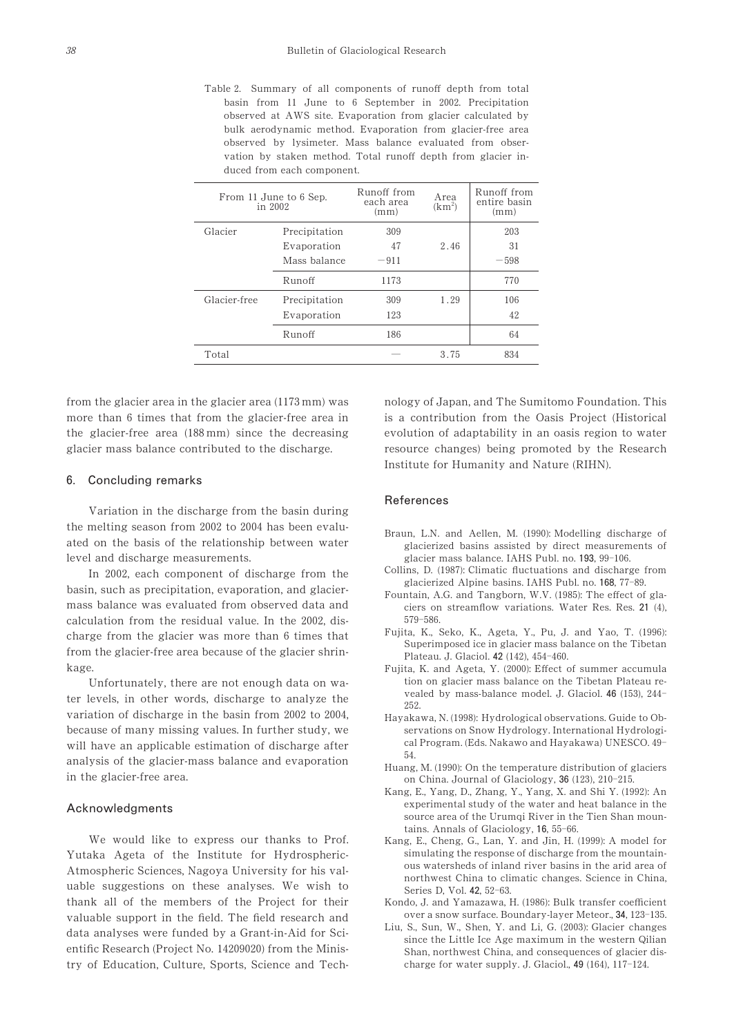Table 2. Summary of all components of runoff depth from total basin from 11 June to 6 September in 2002. Precipitation observed at AWS site. Evaporation from glacier calculated by bulk aerodynamic method. Evaporation from glacier-free area observed by lysimeter. Mass balance evaluated from observation by staken method. Total runoff depth from glacier induced from each component.

| From 11 June to 6 Sep. in 2002 | | Runoff from each area (mm) | Area ($km^2$) | Runoff from entire basin (mm) |
|---|---|---|---|---|
| Glacier | Precipitation | 309 | | 203 |
| | Evaporation | 47 | 2.46 | 31 |
| | Mass balance | −911 | | −598 |
| | Runoff | 1173 | | 770 |
| Glacier-free | Precipitation | 309 | 1.29 | 106 |
| | Evaporation | 123 | | 42 |
| | Runoff | 186 | | 64 |
| Total | | — | 3.75 | 834 |

from the glacier area in the glacier area (1173 mm) was more than 6 times that from the glacier-free area in the glacier-free area (188 mm) since the decreasing glacier mass balance contributed to the discharge.

## 6. Concluding remarks

Variation in the discharge from the basin during the melting season from 2002 to 2004 has been evaluated on the basis of the relationship between water level and discharge measurements.

In 2002, each component of discharge from the basin, such as precipitation, evaporation, and glacier-mass balance was evaluated from observed data and calculation from the residual value. In the 2002, discharge from the glacier was more than 6 times that from the glacier-free area because of the glacier shrinkage.

Unfortunately, there are not enough data on water levels, in other words, discharge to analyze the variation of discharge in the basin from 2002 to 2004, because of many missing values. In further study, we will have an applicable estimation of discharge after analysis of the glacier-mass balance and evaporation in the glacier-free area.

## Acknowledgments

We would like to express our thanks to Prof. Yutaka Ageta of the Institute for Hydrospheric-Atmospheric Sciences, Nagoya University for his valuable suggestions on these analyses. We wish to thank all of the members of the Project for their valuable support in the field. The field research and data analyses were funded by a Grant-in-Aid for Scientific Research (Project No. 14209020) from the Ministry of Education, Culture, Sports, Science and Technology of Japan, and The Sumitomo Foundation. This is a contribution from the Oasis Project (Historical evolution of adaptability in an oasis region to water resource changes) being promoted by the Research Institute for Humanity and Nature (RIHN).

## References

Braun, L.N. and Aellen, M. (1990): Modelling discharge of glacierized basins assisted by direct measurements of glacier mass balance. IAHS Publ. no. **193**, 99–106.

Collins, D. (1987): Climatic fluctuations and discharge from glacierized Alpine basins. IAHS Publ. no. **168**, 77–89.

Fountain, A.G. and Tangborn, W.V. (1985): The effect of glaciers on streamflow variations. Water Res. Res. **21** (4), 579–586.

Fujita, K., Seko, K., Ageta, Y., Pu, J. and Yao, T. (1996): Superimposed ice in glacier mass balance on the Tibetan Plateau. J. Glaciol. **42** (142), 454–460.

Fujita, K. and Ageta, Y. (2000): Effect of summer accumulation on glacier mass balance on the Tibetan Plateau revealed by mass-balance model. J. Glaciol. **46** (153), 244–252.

Hayakawa, N. (1998): Hydrological observations. Guide to Observations on Snow Hydrology. International Hydrological Program. (Eds. Nakawo and Hayakawa) UNESCO. 49–54.

Huang, M. (1990): On the temperature distribution of glaciers on China. Journal of Glaciology, **36** (123), 210–215.

Kang, E., Yang, D., Zhang, Y., Yang, X. and Shi Y. (1992): An experimental study of the water and heat balance in the source area of the Urumqi River in the Tien Shan mountains. Annals of Glaciology, **16**, 55–66.

Kang, E., Cheng, G., Lan, Y. and Jin, H. (1999): A model for simulating the response of discharge from the mountainous watersheds of inland river basins in the arid area of northwest China to climatic changes. Science in China, Series D, Vol. **42**, 52–63.

Kondo, J. and Yamazawa, H. (1986): Bulk transfer coefficient over a snow surface. Boundary-layer Meteor., **34**, 123–135.

Liu, S., Sun, W., Shen, Y. and Li, G. (2003): Glacier changes since the Little Ice Age maximum in the western Qilian Shan, northwest China, and consequences of glacier discharge for water supply. J. Glaciol., **49** (164), 117–124.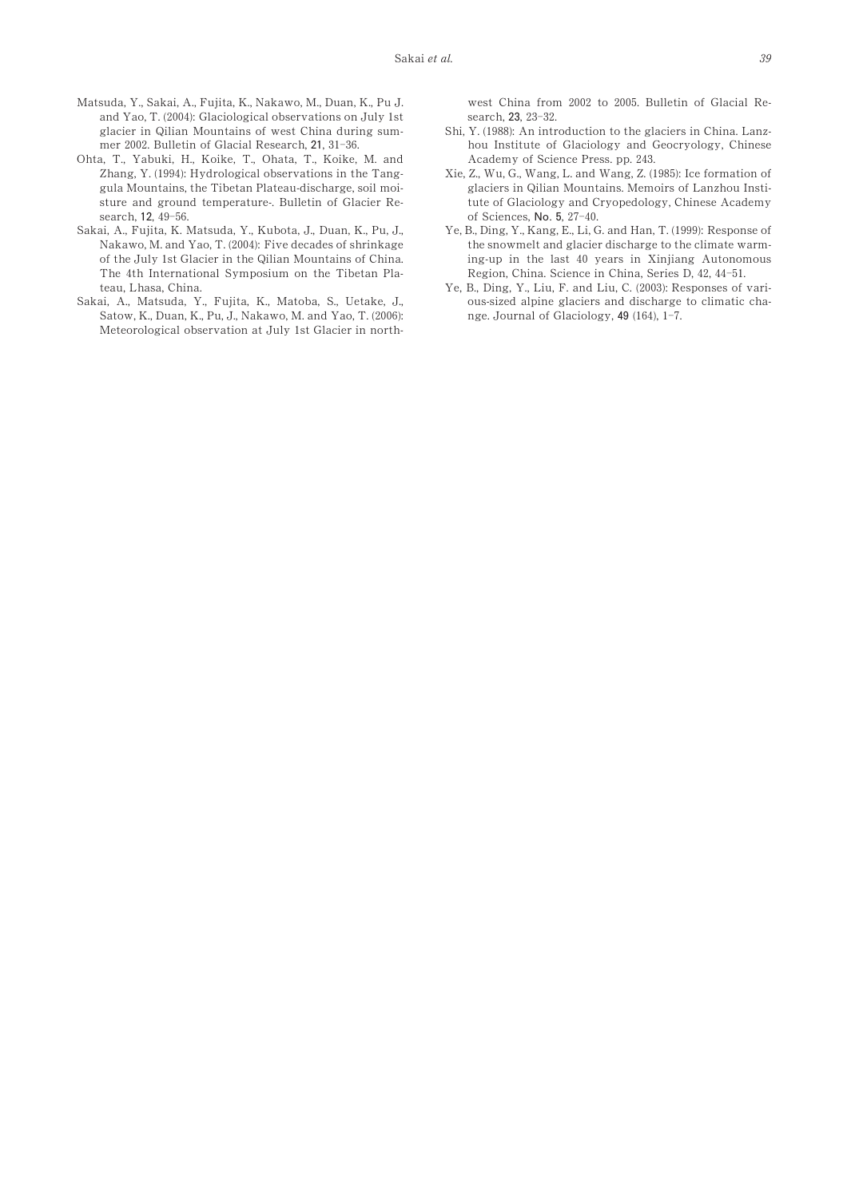Matsuda, Y., Sakai, A., Fujita, K., Nakawo, M., Duan, K., Pu J. and Yao, T. (2004): Glaciological observations on July 1st glacier in Qilian Mountains of west China during summer 2002. Bulletin of Glacial Research, **21**, 31–36.

Ohta, T., Yabuki, H., Koike, T., Ohata, T., Koike, M. and Zhang, Y. (1994): Hydrological observations in the Tanggula Mountains, the Tibetan Plateau-discharge, soil moisture and ground temperature-. Bulletin of Glacier Research, **12**, 49–56.

Sakai, A., Fujita, K. Matsuda, Y., Kubota, J., Duan, K., Pu, J., Nakawo, M. and Yao, T. (2004): Five decades of shrinkage of the July 1st Glacier in the Qilian Mountains of China. The 4th International Symposium on the Tibetan Plateau, Lhasa, China.

Sakai, A., Matsuda, Y., Fujita, K., Matoba, S., Uetake, J., Satow, K., Duan, K., Pu, J., Nakawo, M. and Yao, T. (2006): Meteorological observation at July 1st Glacier in northwest China from 2002 to 2005. Bulletin of Glacial Research, **23**, 23–32.

Shi, Y. (1988): An introduction to the glaciers in China. Lanzhou Institute of Glaciology and Geocryology, Chinese Academy of Science Press. pp. 243.

Xie, Z., Wu, G., Wang, L. and Wang, Z. (1985): Ice formation of glaciers in Qilian Mountains. Memoirs of Lanzhou Institute of Glaciology and Cryopedology, Chinese Academy of Sciences, **No. 5**, 27–40.

Ye, B., Ding, Y., Kang, E., Li, G. and Han, T. (1999): Response of the snowmelt and glacier discharge to the climate warming-up in the last 40 years in Xinjiang Autonomous Region, China. Science in China, Series D, 42, 44–51.

Ye, B., Ding, Y., Liu, F. and Liu, C. (2003): Responses of various-sized alpine glaciers and discharge to climatic change. Journal of Glaciology, **49** (164), 1–7.